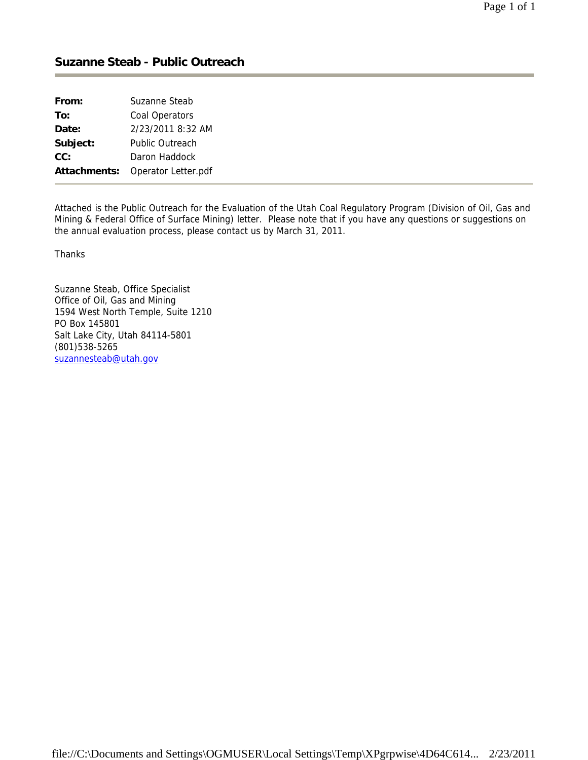## Suzanne Steab - Public Outreach

| | |
|---|---|
| **From:** | Suzanne Steab |
| **To:** | Coal Operators |
| **Date:** | 2/23/2011 8:32 AM |
| **Subject:** | Public Outreach |
| **CC:** | Daron Haddock |
| **Attachments:** | Operator Letter.pdf |

Attached is the Public Outreach for the Evaluation of the Utah Coal Regulatory Program (Division of Oil, Gas and Mining & Federal Office of Surface Mining) letter. Please note that if you have any questions or suggestions on the annual evaluation process, please contact us by March 31, 2011.

Thanks

Suzanne Steab, Office Specialist
Office of Oil, Gas and Mining
1594 West North Temple, Suite 1210
PO Box 145801
Salt Lake City, Utah 84114-5801
(801)538-5265
suzannesteab@utah.gov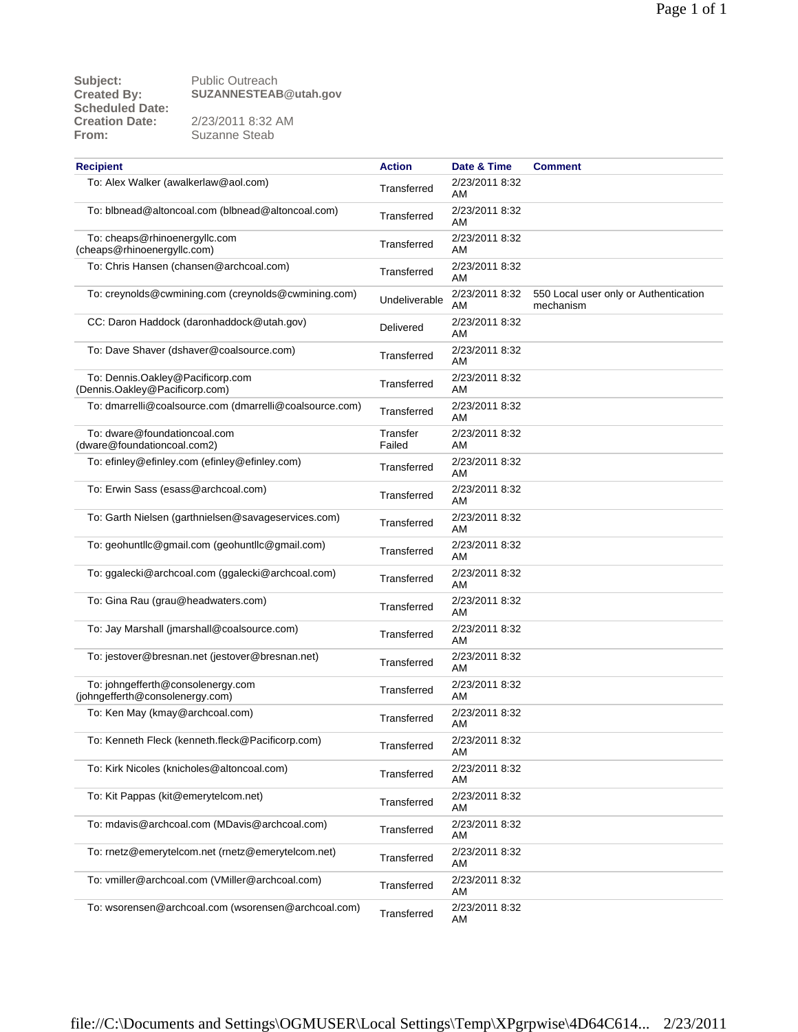| | |
|---|---|
| **Subject:** | Public Outreach |
| **Created By:** | **SUZANNESTEAB@utah.gov** |
| **Scheduled Date:** | |
| **Creation Date:** | 2/23/2011 8:32 AM |
| **From:** | Suzanne Steab |

| Recipient | Action | Date & Time | Comment |
|---|---|---|---|
| To: Alex Walker (awalkerlaw@aol.com) | Transferred | 2/23/2011 8:32 AM | |
| To: blbnead@altoncoal.com (blbnead@altoncoal.com) | Transferred | 2/23/2011 8:32 AM | |
| To: cheaps@rhinoenergyllc.com (cheaps@rhinoenergyllc.com) | Transferred | 2/23/2011 8:32 AM | |
| To: Chris Hansen (chansen@archcoal.com) | Transferred | 2/23/2011 8:32 AM | |
| To: creynolds@cwmining.com (creynolds@cwmining.com) | Undeliverable | 2/23/2011 8:32 AM | 550 Local user only or Authentication mechanism |
| CC: Daron Haddock (daronhaddock@utah.gov) | Delivered | 2/23/2011 8:32 AM | |
| To: Dave Shaver (dshaver@coalsource.com) | Transferred | 2/23/2011 8:32 AM | |
| To: Dennis.Oakley@Pacificorp.com (Dennis.Oakley@Pacificorp.com) | Transferred | 2/23/2011 8:32 AM | |
| To: dmarrelli@coalsource.com (dmarrelli@coalsource.com) | Transferred | 2/23/2011 8:32 AM | |
| To: dware@foundationcoal.com (dware@foundationcoal.com2) | Transfer Failed | 2/23/2011 8:32 AM | |
| To: efinley@efinley.com (efinley@efinley.com) | Transferred | 2/23/2011 8:32 AM | |
| To: Erwin Sass (esass@archcoal.com) | Transferred | 2/23/2011 8:32 AM | |
| To: Garth Nielsen (garthnielsen@savageservices.com) | Transferred | 2/23/2011 8:32 AM | |
| To: geohuntllc@gmail.com (geohuntllc@gmail.com) | Transferred | 2/23/2011 8:32 AM | |
| To: ggalecki@archcoal.com (ggalecki@archcoal.com) | Transferred | 2/23/2011 8:32 AM | |
| To: Gina Rau (grau@headwaters.com) | Transferred | 2/23/2011 8:32 AM | |
| To: Jay Marshall (jmarshall@coalsource.com) | Transferred | 2/23/2011 8:32 AM | |
| To: jestover@bresnan.net (jestover@bresnan.net) | Transferred | 2/23/2011 8:32 AM | |
| To: johngefferth@consolenergy.com (johngefferth@consolenergy.com) | Transferred | 2/23/2011 8:32 AM | |
| To: Ken May (kmay@archcoal.com) | Transferred | 2/23/2011 8:32 AM | |
| To: Kenneth Fleck (kenneth.fleck@Pacificorp.com) | Transferred | 2/23/2011 8:32 AM | |
| To: Kirk Nicoles (knicholes@altoncoal.com) | Transferred | 2/23/2011 8:32 AM | |
| To: Kit Pappas (kit@emerytelcom.net) | Transferred | 2/23/2011 8:32 AM | |
| To: mdavis@archcoal.com (MDavis@archcoal.com) | Transferred | 2/23/2011 8:32 AM | |
| To: rnetz@emerytelcom.net (rnetz@emerytelcom.net) | Transferred | 2/23/2011 8:32 AM | |
| To: vmiller@archcoal.com (VMiller@archcoal.com) | Transferred | 2/23/2011 8:32 AM | |
| To: wsorensen@archcoal.com (wsorensen@archcoal.com) | Transferred | 2/23/2011 8:32 AM | |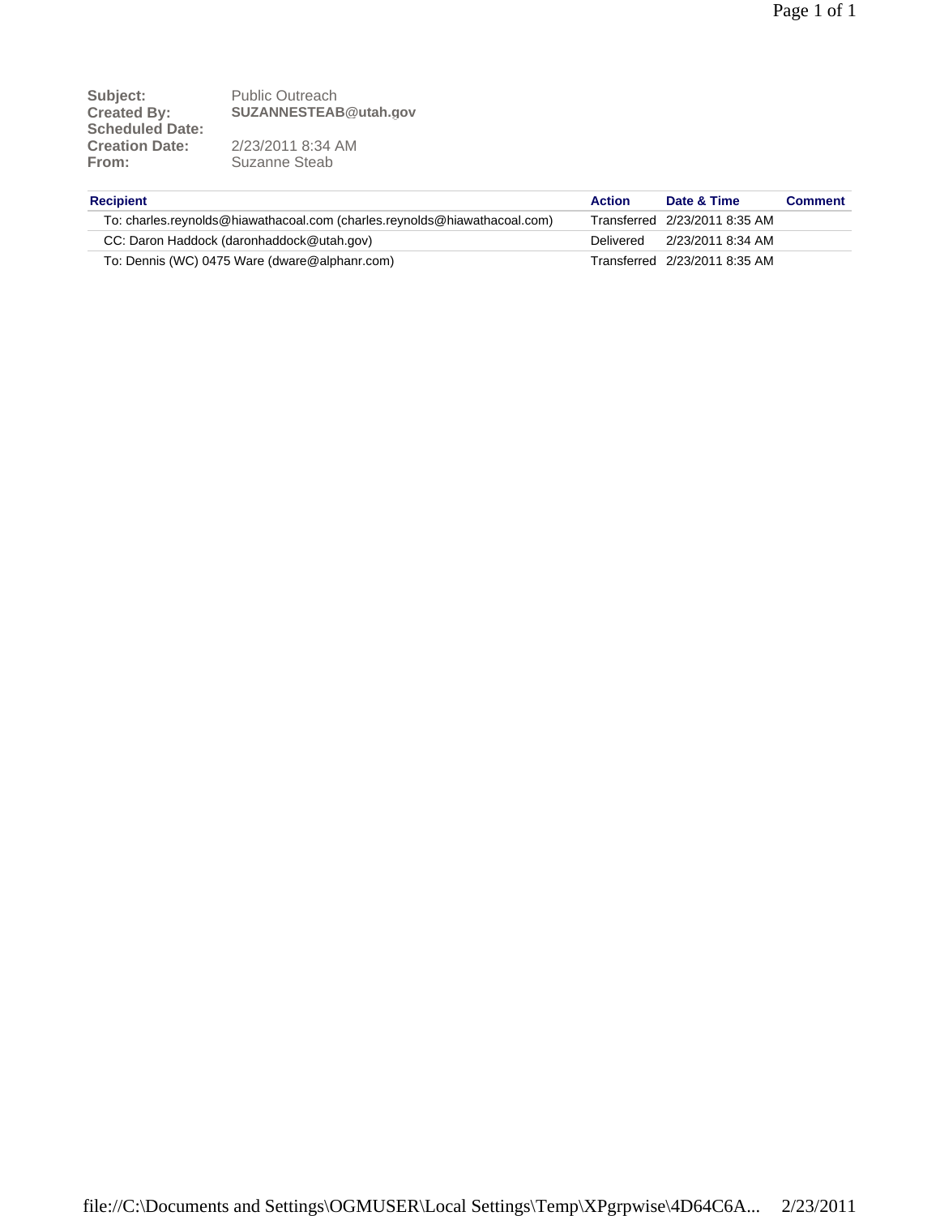**Subject:** Public Outreach
**Created By:** SUZANNESTEAB@utah.gov
**Scheduled Date:**
**Creation Date:** 2/23/2011 8:34 AM
**From:** Suzanne Steab

| Recipient | Action | Date & Time | Comment |
|---|---|---|---|
| To: charles.reynolds@hiawathacoal.com (charles.reynolds@hiawathacoal.com) | Transferred | 2/23/2011 8:35 AM | |
| CC: Daron Haddock (daronhaddock@utah.gov) | Delivered | 2/23/2011 8:34 AM | |
| To: Dennis (WC) 0475 Ware (dware@alphanr.com) | Transferred | 2/23/2011 8:35 AM | |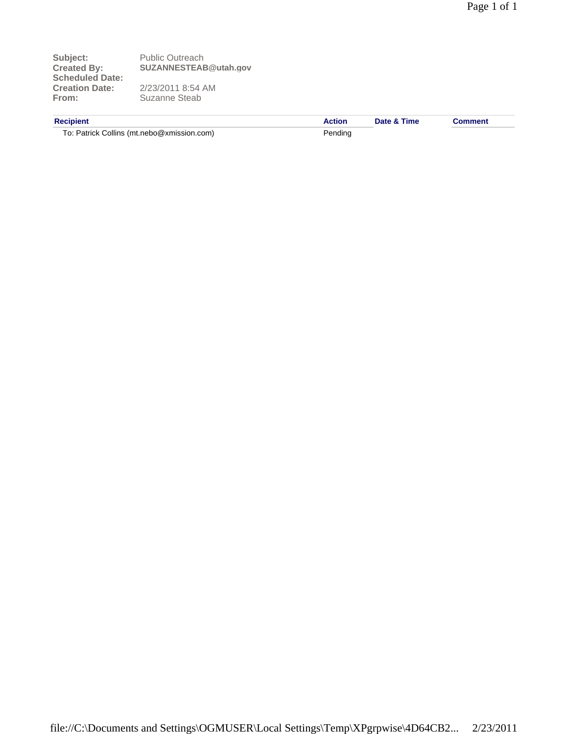| | |
|---|---|
| **Subject:** | Public Outreach |
| **Created By:** | **SUZANNESTEAB@utah.gov** |
| **Scheduled Date:** | |
| **Creation Date:** | 2/23/2011 8:54 AM |
| **From:** | Suzanne Steab |

| Recipient | Action | Date & Time | Comment |
|---|---|---|---|
| To: Patrick Collins (mt.nebo@xmission.com) | Pending | | |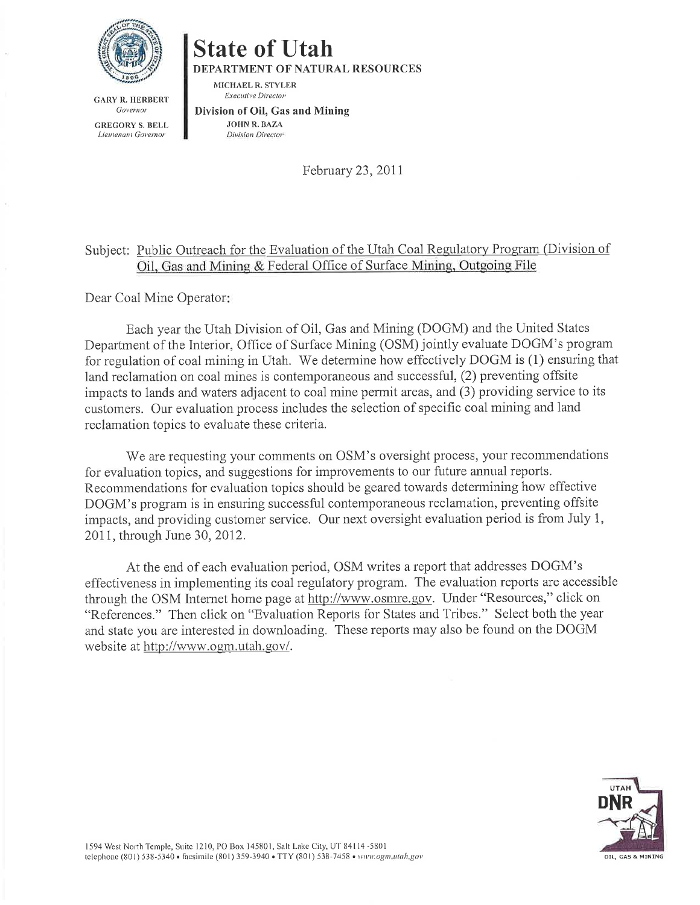GARY R. HERBERT
*Governor*

GREGORY S. BELL
*Lieutenant Governor*

# State of Utah

**DEPARTMENT OF NATURAL RESOURCES**

MICHAEL R. STYLER
*Executive Director*

**Division of Oil, Gas and Mining**

JOHN R. BAZA
*Division Director*

February 23, 2011

Subject: Public Outreach for the Evaluation of the Utah Coal Regulatory Program (Division of Oil, Gas and Mining & Federal Office of Surface Mining, Outgoing File

Dear Coal Mine Operator:

Each year the Utah Division of Oil, Gas and Mining (DOGM) and the United States Department of the Interior, Office of Surface Mining (OSM) jointly evaluate DOGM's program for regulation of coal mining in Utah. We determine how effectively DOGM is (1) ensuring that land reclamation on coal mines is contemporaneous and successful, (2) preventing offsite impacts to lands and waters adjacent to coal mine permit areas, and (3) providing service to its customers. Our evaluation process includes the selection of specific coal mining and land reclamation topics to evaluate these criteria.

We are requesting your comments on OSM's oversight process, your recommendations for evaluation topics, and suggestions for improvements to our future annual reports. Recommendations for evaluation topics should be geared towards determining how effective DOGM's program is in ensuring successful contemporaneous reclamation, preventing offsite impacts, and providing customer service. Our next oversight evaluation period is from July 1, 2011, through June 30, 2012.

At the end of each evaluation period, OSM writes a report that addresses DOGM's effectiveness in implementing its coal regulatory program. The evaluation reports are accessible through the OSM Internet home page at http://www.osmre.gov. Under "Resources," click on "References." Then click on "Evaluation Reports for States and Tribes." Select both the year and state you are interested in downloading. These reports may also be found on the DOGM website at http://www.ogm.utah.gov/.

1594 West North Temple, Suite 1210, PO Box 145801, Salt Lake City, UT 84114-5801
telephone (801) 538-5340 • facsimile (801) 359-3940 • TTY (801) 538-7458 • *www.ogm.utah.gov*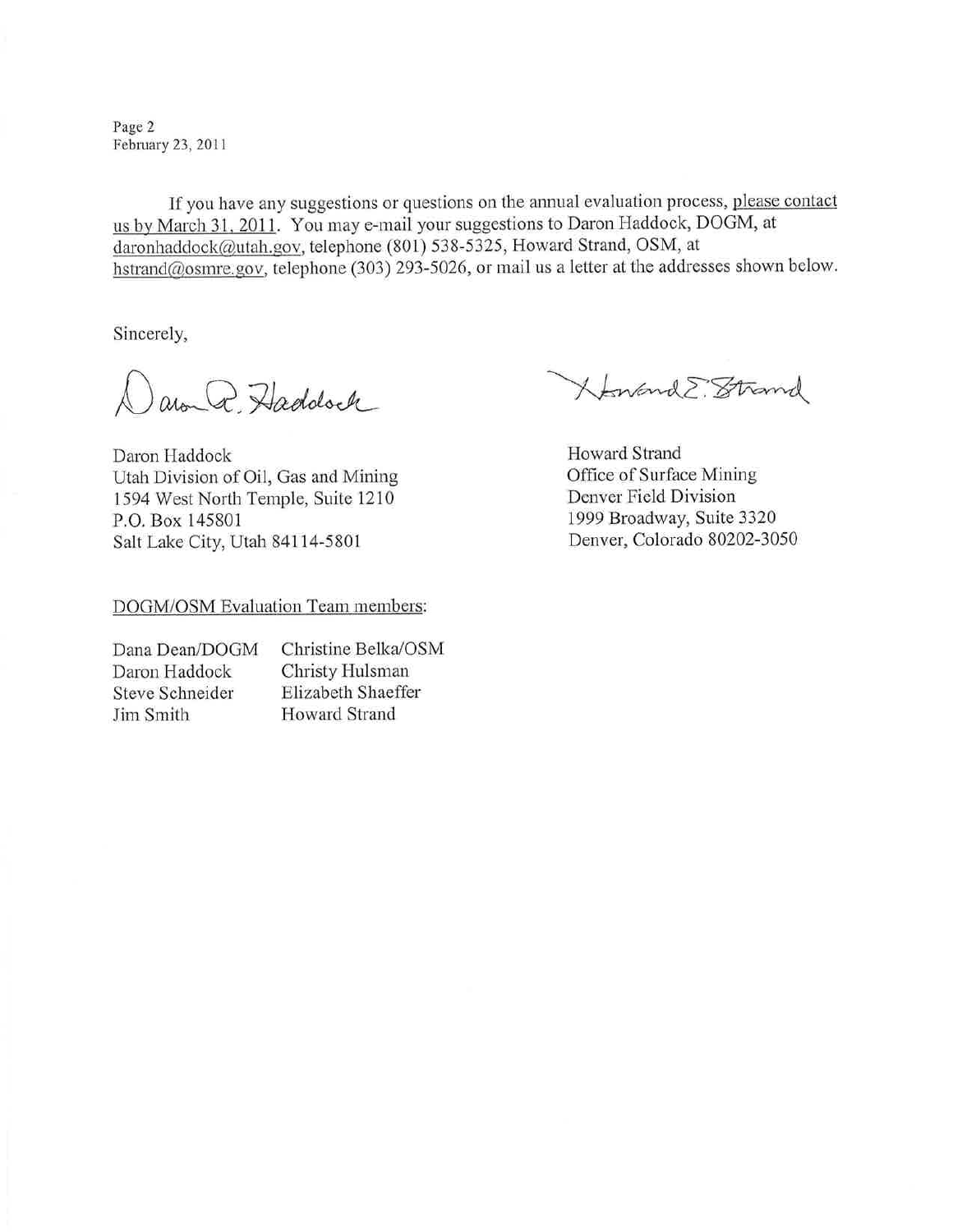If you have any suggestions or questions on the annual evaluation process, please contact us by March 31, 2011. You may e-mail your suggestions to Daron Haddock, DOGM, at daronhaddock@utah.gov, telephone (801) 538-5325, Howard Strand, OSM, at hstrand@osmre.gov, telephone (303) 293-5026, or mail us a letter at the addresses shown below.

Sincerely,

Daron Haddock
Utah Division of Oil, Gas and Mining
1594 West North Temple, Suite 1210
P.O. Box 145801
Salt Lake City, Utah 84114-5801

Howard Strand
Office of Surface Mining
Denver Field Division
1999 Broadway, Suite 3320
Denver, Colorado 80202-3050

DOGM/OSM Evaluation Team members:

| | |
|---|---|
| Dana Dean/DOGM | Christine Belka/OSM |
| Daron Haddock | Christy Hulsman |
| Steve Schneider | Elizabeth Shaeffer |
| Jim Smith | Howard Strand |